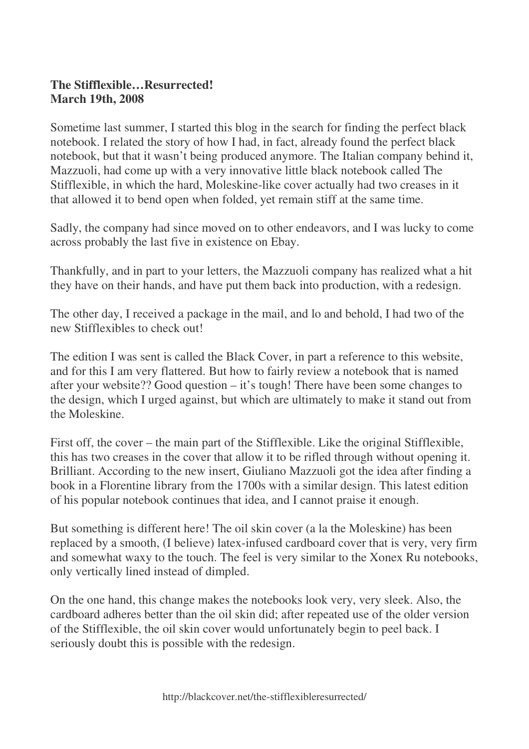**The Stifflexible…Resurrected!**
**March 19th, 2008**

Sometime last summer, I started this blog in the search for finding the perfect black notebook. I related the story of how I had, in fact, already found the perfect black notebook, but that it wasn't being produced anymore. The Italian company behind it, Mazzuoli, had come up with a very innovative little black notebook called The Stifflexible, in which the hard, Moleskine-like cover actually had two creases in it that allowed it to bend open when folded, yet remain stiff at the same time.

Sadly, the company had since moved on to other endeavors, and I was lucky to come across probably the last five in existence on Ebay.

Thankfully, and in part to your letters, the Mazzuoli company has realized what a hit they have on their hands, and have put them back into production, with a redesign.

The other day, I received a package in the mail, and lo and behold, I had two of the new Stifflexibles to check out!

The edition I was sent is called the Black Cover, in part a reference to this website, and for this I am very flattered. But how to fairly review a notebook that is named after your website?? Good question – it's tough! There have been some changes to the design, which I urged against, but which are ultimately to make it stand out from the Moleskine.

First off, the cover – the main part of the Stifflexible. Like the original Stifflexible, this has two creases in the cover that allow it to be rifled through without opening it. Brilliant. According to the new insert, Giuliano Mazzuoli got the idea after finding a book in a Florentine library from the 1700s with a similar design. This latest edition of his popular notebook continues that idea, and I cannot praise it enough.

But something is different here! The oil skin cover (a la the Moleskine) has been replaced by a smooth, (I believe) latex-infused cardboard cover that is very, very firm and somewhat waxy to the touch. The feel is very similar to the Xonex Ru notebooks, only vertically lined instead of dimpled.

On the one hand, this change makes the notebooks look very, very sleek. Also, the cardboard adheres better than the oil skin did; after repeated use of the older version of the Stifflexible, the oil skin cover would unfortunately begin to peel back. I seriously doubt this is possible with the redesign.

http://blackcover.net/the-stifflexibleresurrected/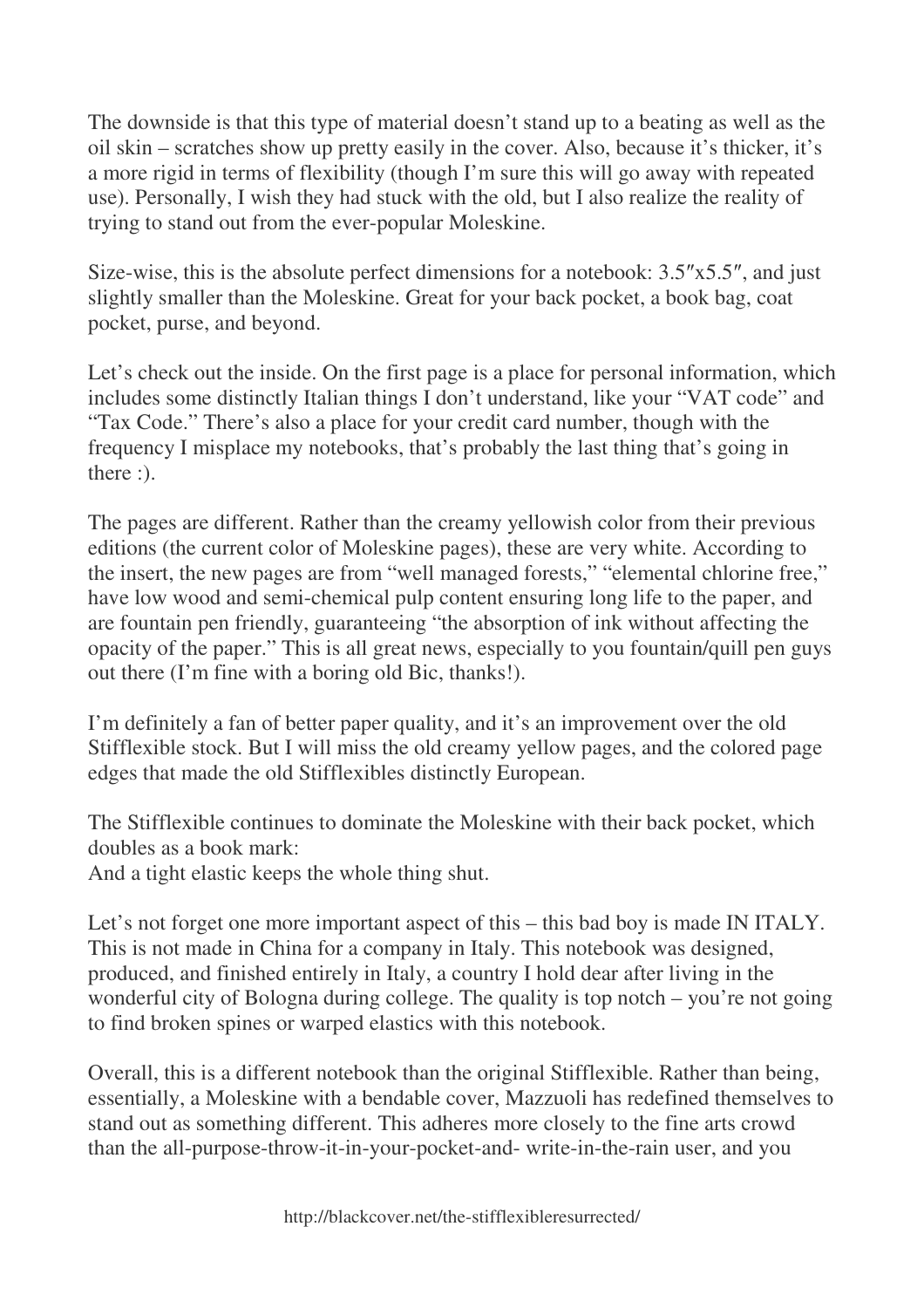The downside is that this type of material doesn't stand up to a beating as well as the oil skin – scratches show up pretty easily in the cover. Also, because it's thicker, it's a more rigid in terms of flexibility (though I'm sure this will go away with repeated use). Personally, I wish they had stuck with the old, but I also realize the reality of trying to stand out from the ever-popular Moleskine.

Size-wise, this is the absolute perfect dimensions for a notebook: 3.5″x5.5″, and just slightly smaller than the Moleskine. Great for your back pocket, a book bag, coat pocket, purse, and beyond.

Let's check out the inside. On the first page is a place for personal information, which includes some distinctly Italian things I don't understand, like your "VAT code" and "Tax Code." There's also a place for your credit card number, though with the frequency I misplace my notebooks, that's probably the last thing that's going in there :).

The pages are different. Rather than the creamy yellowish color from their previous editions (the current color of Moleskine pages), these are very white. According to the insert, the new pages are from "well managed forests," "elemental chlorine free," have low wood and semi-chemical pulp content ensuring long life to the paper, and are fountain pen friendly, guaranteeing "the absorption of ink without affecting the opacity of the paper." This is all great news, especially to you fountain/quill pen guys out there (I'm fine with a boring old Bic, thanks!).

I'm definitely a fan of better paper quality, and it's an improvement over the old Stifflexible stock. But I will miss the old creamy yellow pages, and the colored page edges that made the old Stifflexibles distinctly European.

The Stifflexible continues to dominate the Moleskine with their back pocket, which doubles as a book mark:
And a tight elastic keeps the whole thing shut.

Let's not forget one more important aspect of this – this bad boy is made IN ITALY. This is not made in China for a company in Italy. This notebook was designed, produced, and finished entirely in Italy, a country I hold dear after living in the wonderful city of Bologna during college. The quality is top notch – you're not going to find broken spines or warped elastics with this notebook.

Overall, this is a different notebook than the original Stifflexible. Rather than being, essentially, a Moleskine with a bendable cover, Mazzuoli has redefined themselves to stand out as something different. This adheres more closely to the fine arts crowd than the all-purpose-throw-it-in-your-pocket-and- write-in-the-rain user, and you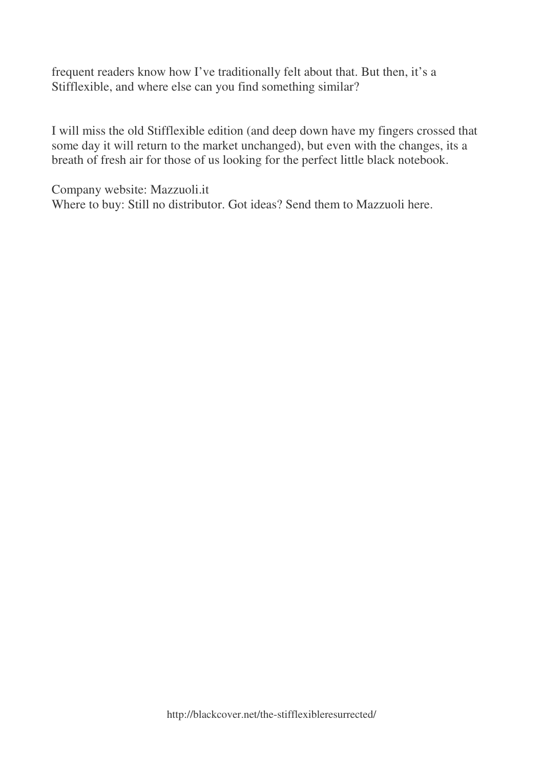frequent readers know how I've traditionally felt about that. But then, it's a Stifflexible, and where else can you find something similar?

I will miss the old Stifflexible edition (and deep down have my fingers crossed that some day it will return to the market unchanged), but even with the changes, its a breath of fresh air for those of us looking for the perfect little black notebook.

Company website: Mazzuoli.it
Where to buy: Still no distributor. Got ideas? Send them to Mazzuoli here.